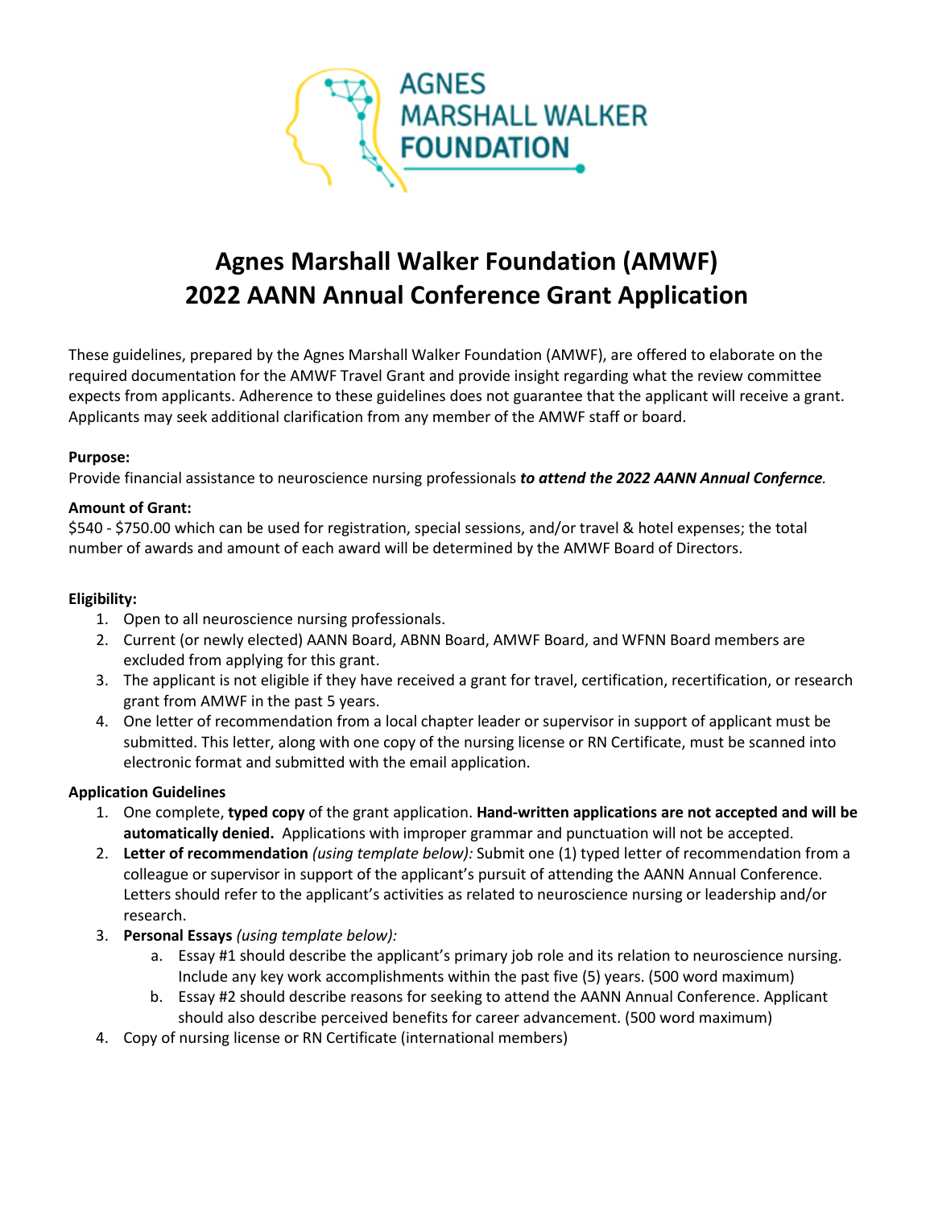# Agnes Marshall Walker Foundation (AMWF) 2022 AANN Annual Conference Grant Application

These guidelines, prepared by the Agnes Marshall Walker Foundation (AMWF), are offered to elaborate on the required documentation for the AMWF Travel Grant and provide insight regarding what the review committee expects from applicants. Adherence to these guidelines does not guarantee that the applicant will receive a grant. Applicants may seek additional clarification from any member of the AMWF staff or board.

**Purpose:**
Provide financial assistance to neuroscience nursing professionals ***to attend the 2022 AANN Annual Confernce.***

**Amount of Grant:**
$540 - $750.00 which can be used for registration, special sessions, and/or travel & hotel expenses; the total number of awards and amount of each award will be determined by the AMWF Board of Directors.

**Eligibility:**

1. Open to all neuroscience nursing professionals.
2. Current (or newly elected) AANN Board, ABNN Board, AMWF Board, and WFNN Board members are excluded from applying for this grant.
3. The applicant is not eligible if they have received a grant for travel, certification, recertification, or research grant from AMWF in the past 5 years.
4. One letter of recommendation from a local chapter leader or supervisor in support of applicant must be submitted. This letter, along with one copy of the nursing license or RN Certificate, must be scanned into electronic format and submitted with the email application.

**Application Guidelines**

1. One complete, **typed copy** of the grant application. **Hand-written applications are not accepted and will be automatically denied.** Applications with improper grammar and punctuation will not be accepted.
2. **Letter of recommendation** *(using template below):* Submit one (1) typed letter of recommendation from a colleague or supervisor in support of the applicant's pursuit of attending the AANN Annual Conference. Letters should refer to the applicant's activities as related to neuroscience nursing or leadership and/or research.
3. **Personal Essays** *(using template below):*
   a. Essay #1 should describe the applicant's primary job role and its relation to neuroscience nursing. Include any key work accomplishments within the past five (5) years. (500 word maximum)
   b. Essay #2 should describe reasons for seeking to attend the AANN Annual Conference. Applicant should also describe perceived benefits for career advancement. (500 word maximum)
4. Copy of nursing license or RN Certificate (international members)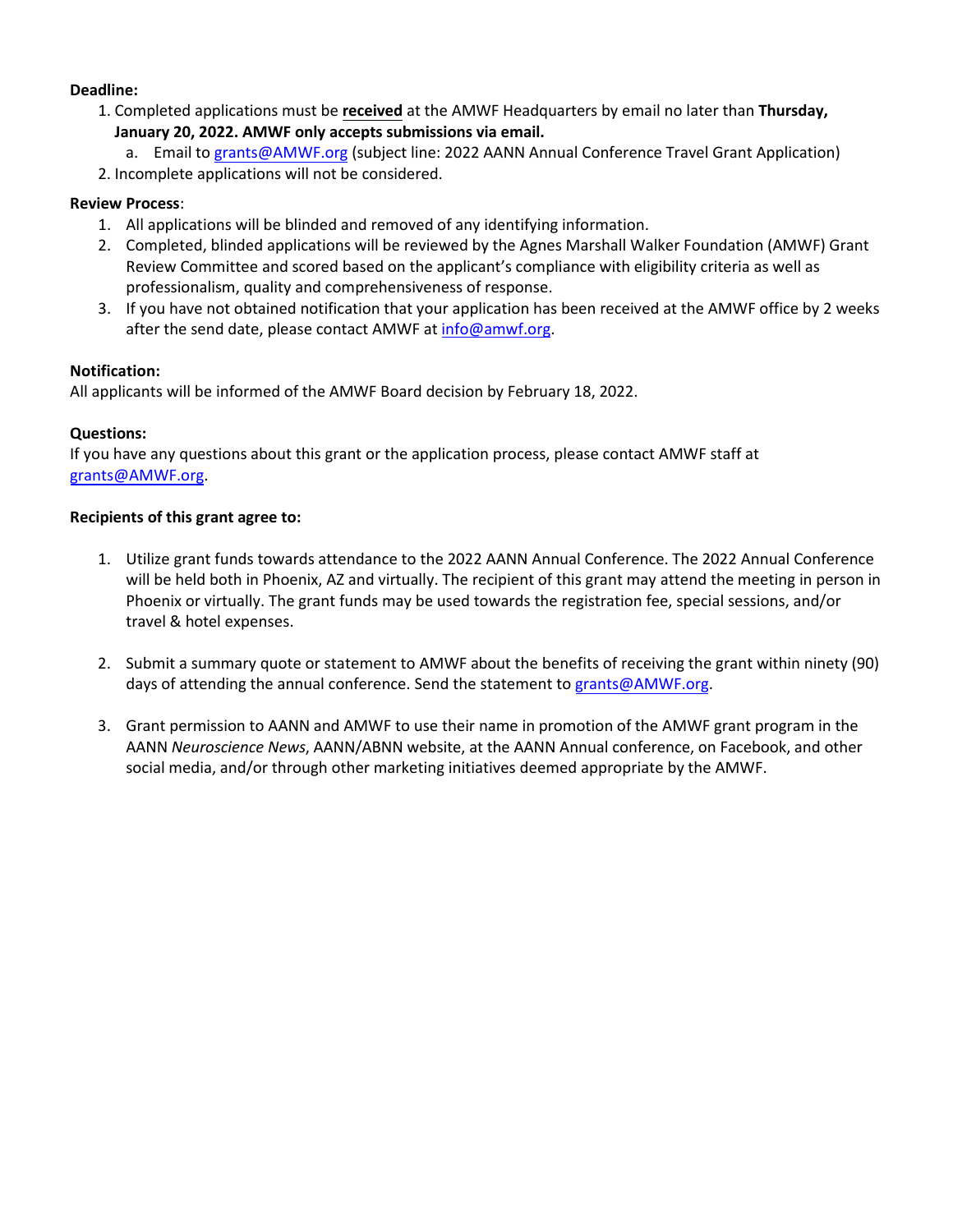**Deadline:**

1. Completed applications must be **received** at the AMWF Headquarters by email no later than **Thursday, January 20, 2022. AMWF only accepts submissions via email.**
   a. Email to grants@AMWF.org (subject line: 2022 AANN Annual Conference Travel Grant Application)
2. Incomplete applications will not be considered.

**Review Process**:

1. All applications will be blinded and removed of any identifying information.
2. Completed, blinded applications will be reviewed by the Agnes Marshall Walker Foundation (AMWF) Grant Review Committee and scored based on the applicant's compliance with eligibility criteria as well as professionalism, quality and comprehensiveness of response.
3. If you have not obtained notification that your application has been received at the AMWF office by 2 weeks after the send date, please contact AMWF at info@amwf.org.

**Notification:**

All applicants will be informed of the AMWF Board decision by February 18, 2022.

**Questions:**

If you have any questions about this grant or the application process, please contact AMWF staff at grants@AMWF.org.

**Recipients of this grant agree to:**

1. Utilize grant funds towards attendance to the 2022 AANN Annual Conference. The 2022 Annual Conference will be held both in Phoenix, AZ and virtually. The recipient of this grant may attend the meeting in person in Phoenix or virtually. The grant funds may be used towards the registration fee, special sessions, and/or travel & hotel expenses.

2. Submit a summary quote or statement to AMWF about the benefits of receiving the grant within ninety (90) days of attending the annual conference. Send the statement to grants@AMWF.org.

3. Grant permission to AANN and AMWF to use their name in promotion of the AMWF grant program in the AANN *Neuroscience News*, AANN/ABNN website, at the AANN Annual conference, on Facebook, and other social media, and/or through other marketing initiatives deemed appropriate by the AMWF.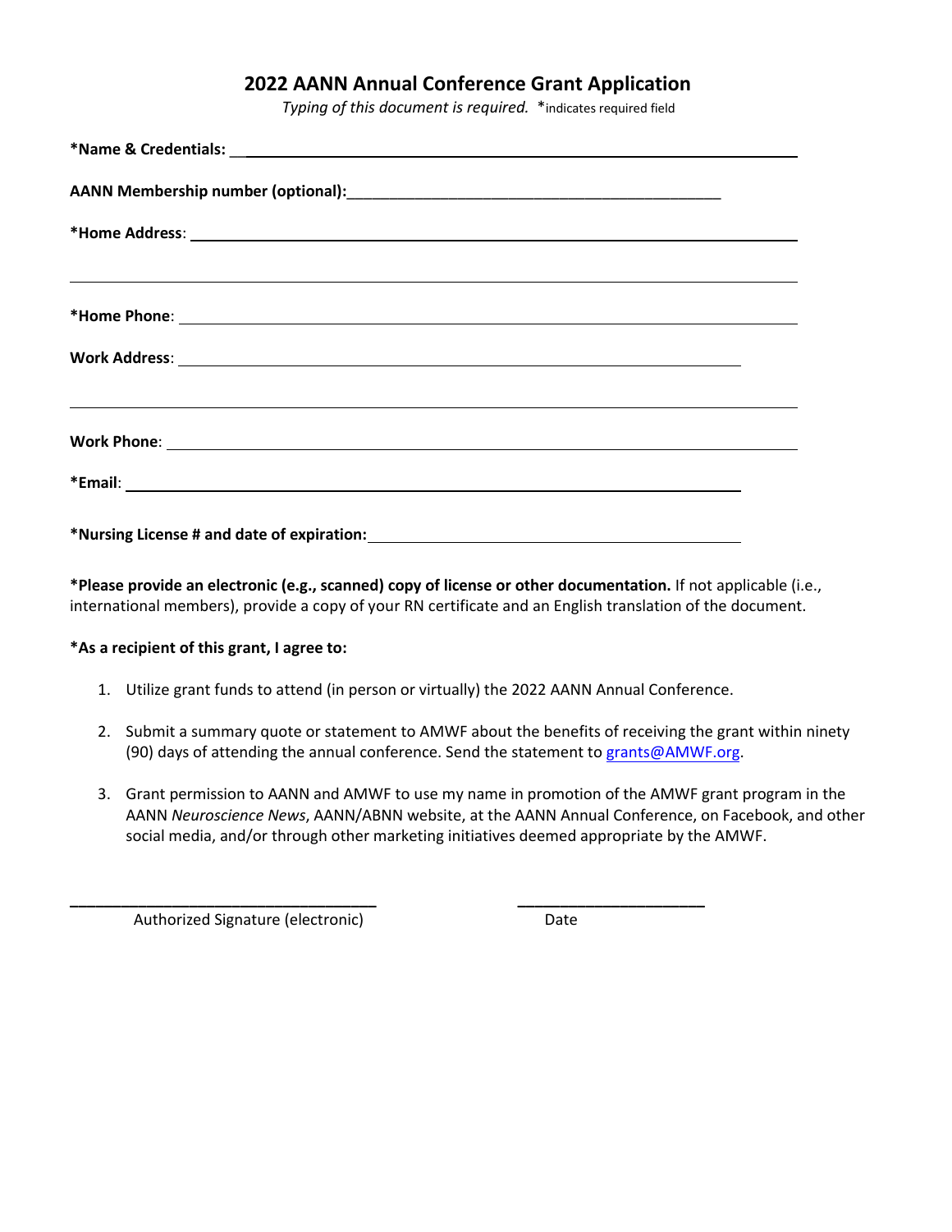# 2022 AANN Annual Conference Grant Application

*Typing of this document is required.* *indicates required field

**\*Name & Credentials:** ______________________________________________

**AANN Membership number (optional):** ______________________________________________

**\*Home Address**: ______________________________________________

______________________________________________

**\*Home Phone**: ______________________________________________

**Work Address**: ______________________________________________

______________________________________________

**Work Phone**: ______________________________________________

**\*Email**: ______________________________________________

**\*Nursing License # and date of expiration:** ______________________________________________

**\*Please provide an electronic (e.g., scanned) copy of license or other documentation.** If not applicable (i.e., international members), provide a copy of your RN certificate and an English translation of the document.

**\*As a recipient of this grant, I agree to:**

1. Utilize grant funds to attend (in person or virtually) the 2022 AANN Annual Conference.
2. Submit a summary quote or statement to AMWF about the benefits of receiving the grant within ninety (90) days of attending the annual conference. Send the statement to grants@AMWF.org.
3. Grant permission to AANN and AMWF to use my name in promotion of the AMWF grant program in the AANN *Neuroscience News*, AANN/ABNN website, at the AANN Annual Conference, on Facebook, and other social media, and/or through other marketing initiatives deemed appropriate by the AMWF.

______________________________ ______________________

Authorized Signature (electronic) Date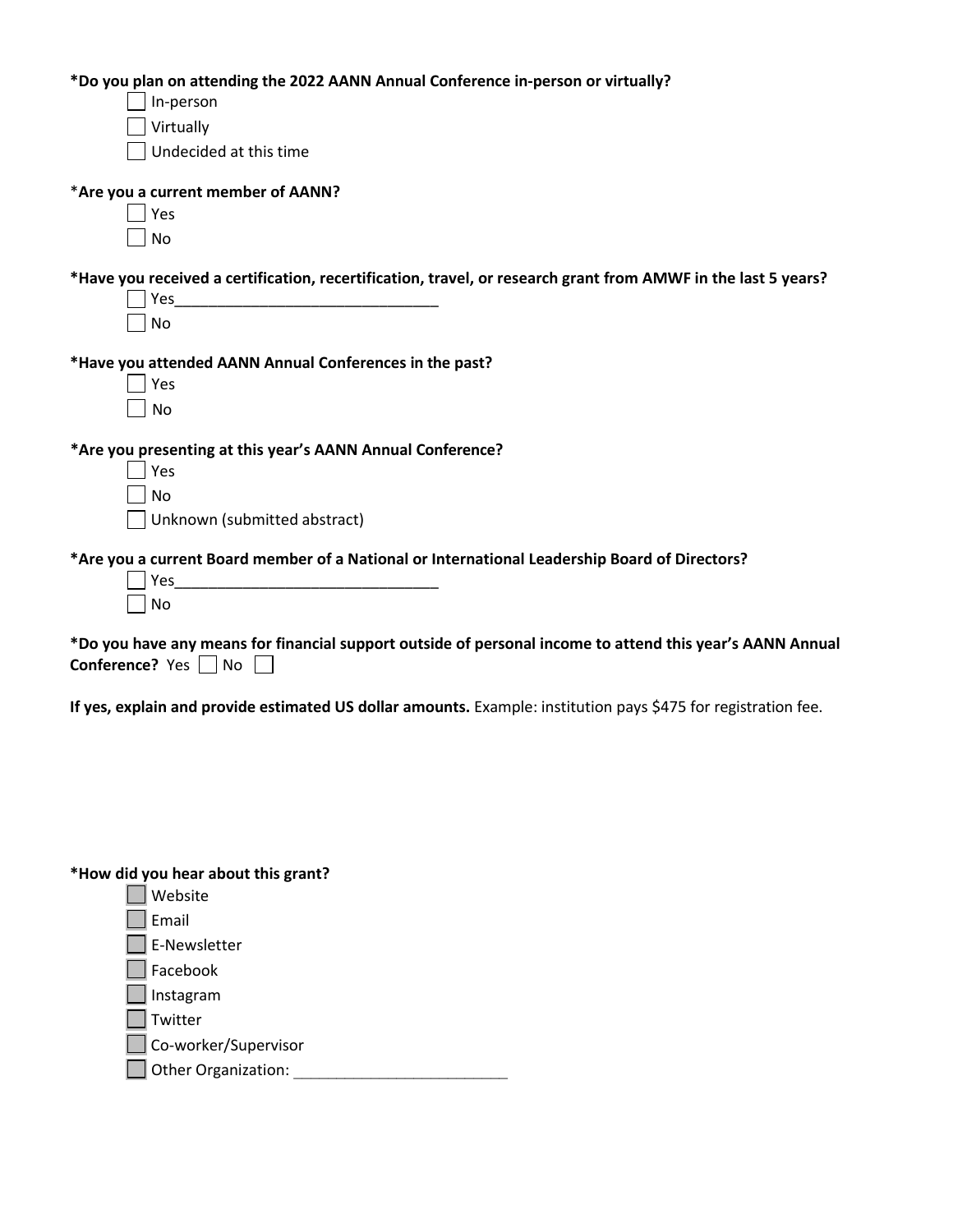**\*Do you plan on attending the 2022 AANN Annual Conference in-person or virtually?**

- ☐ In-person
- ☐ Virtually
- ☐ Undecided at this time

\***Are you a current member of AANN?**

- ☐ Yes
- ☐ No

**\*Have you received a certification, recertification, travel, or research grant from AMWF in the last 5 years?**

- ☐ Yes_______________________________
- ☐ No

**\*Have you attended AANN Annual Conferences in the past?**

- ☐ Yes
- ☐ No

**\*Are you presenting at this year's AANN Annual Conference?**

- ☐ Yes
- ☐ No
- ☐ Unknown (submitted abstract)

**\*Are you a current Board member of a National or International Leadership Board of Directors?**

- ☐ Yes_______________________________
- ☐ No

**\*Do you have any means for financial support outside of personal income to attend this year's AANN Annual Conference?** Yes ☐ No ☐

**If yes, explain and provide estimated US dollar amounts.** Example: institution pays $475 for registration fee.

**\*How did you hear about this grant?**

- ☐ Website
- ☐ Email
- ☐ E-Newsletter
- ☐ Facebook
- ☐ Instagram
- ☐ Twitter
- ☐ Co-worker/Supervisor
- ☐ Other Organization: _________________________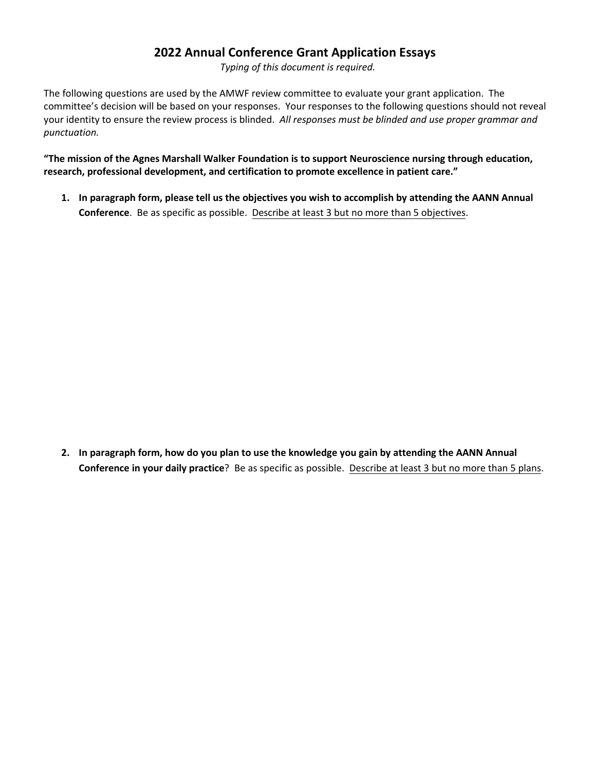# 2022 Annual Conference Grant Application Essays

*Typing of this document is required.*

The following questions are used by the AMWF review committee to evaluate your grant application. The committee's decision will be based on your responses. Your responses to the following questions should not reveal your identity to ensure the review process is blinded. *All responses must be blinded and use proper grammar and punctuation.*

**"The mission of the Agnes Marshall Walker Foundation is to support Neuroscience nursing through education, research, professional development, and certification to promote excellence in patient care."**

1. **In paragraph form, please tell us the objectives you wish to accomplish by attending the AANN Annual Conference**. Be as specific as possible. <u>Describe at least 3 but no more than 5 objectives</u>.

2. **In paragraph form, how do you plan to use the knowledge you gain by attending the AANN Annual Conference in your daily practice**? Be as specific as possible. <u>Describe at least 3 but no more than 5 plans</u>.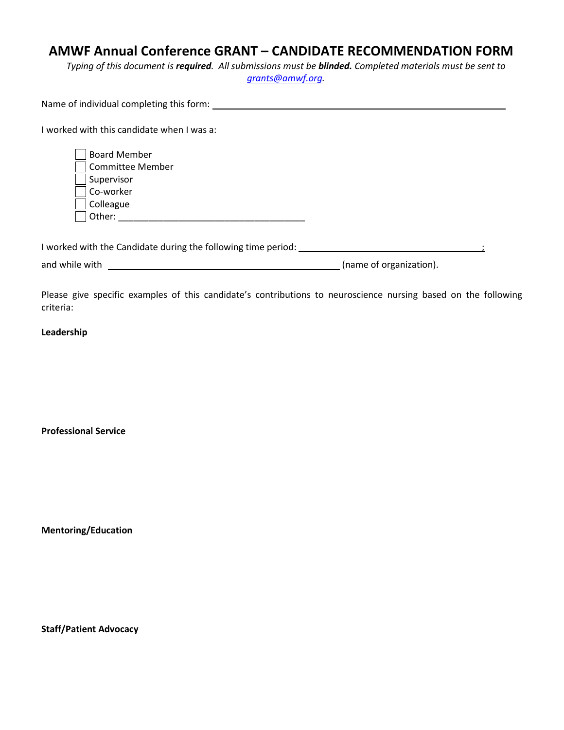# AMWF Annual Conference GRANT – CANDIDATE RECOMMENDATION FORM

*Typing of this document is **required**. All submissions must be **blinded.** Completed materials must be sent to grants@amwf.org.*

Name of individual completing this form: ______________________________________________

I worked with this candidate when I was a:

- ☐ Board Member
- ☐ Committee Member
- ☐ Supervisor
- ☐ Co-worker
- ☐ Colleague
- ☐ Other: ____________________________________

I worked with the Candidate during the following time period: ____________________________________;

and while with ______________________________________________ (name of organization).

Please give specific examples of this candidate's contributions to neuroscience nursing based on the following criteria:

**Leadership**

**Professional Service**

**Mentoring/Education**

**Staff/Patient Advocacy**